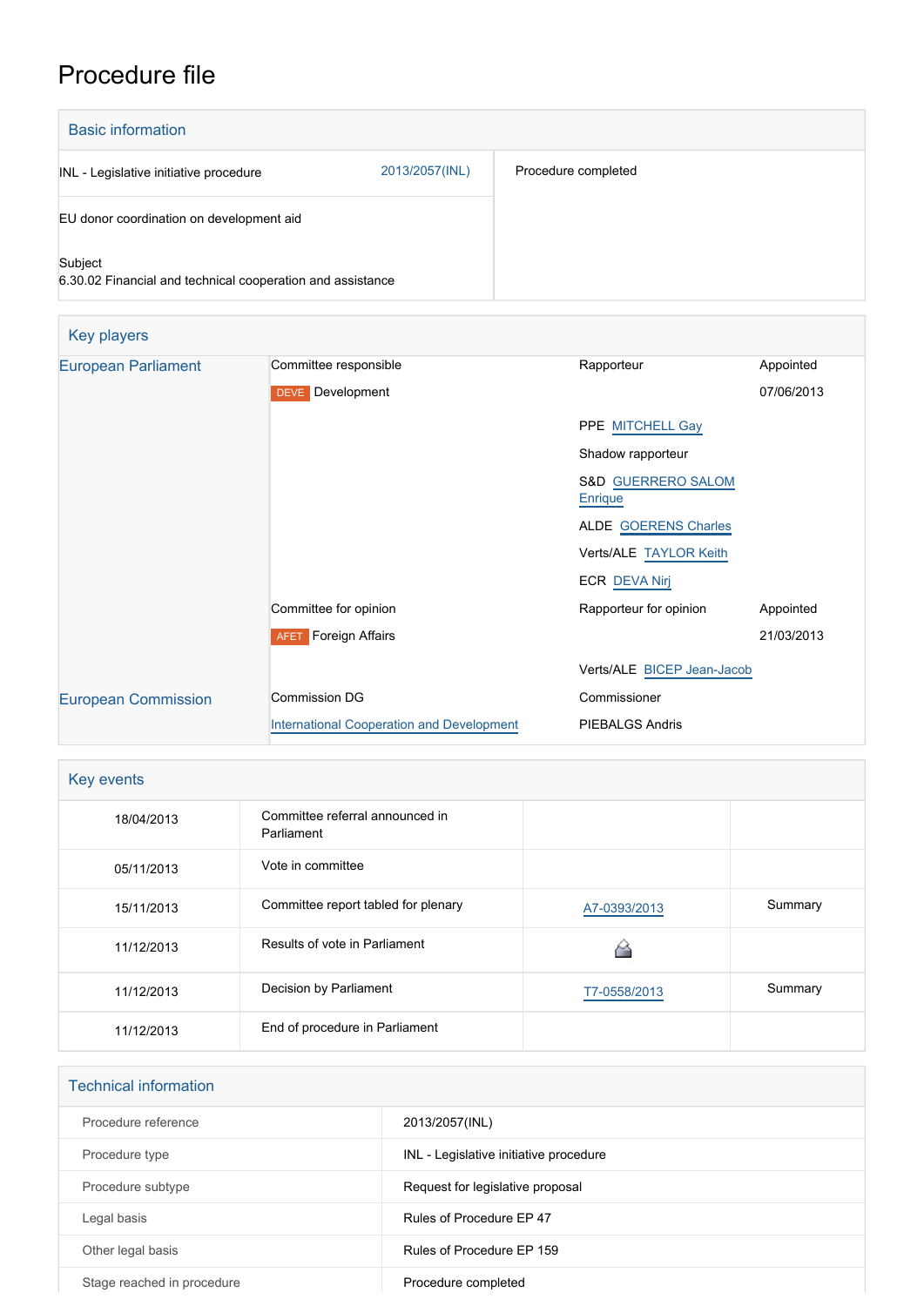# Procedure file

## Basic information

| | |
|---|---|
| INL - Legislative initiative procedure 2013/2057(INL) | Procedure completed |
| EU donor coordination on development aid | |
| Subject<br>6.30.02 Financial and technical cooperation and assistance | |

## Key players

| | | | |
|---|---|---|---|
| European Parliament | Committee responsible | Rapporteur | Appointed |
| | DEVE Development | | 07/06/2013 |
| | | PPE MITCHELL Gay | |
| | | Shadow rapporteur | |
| | | S&D GUERRERO SALOM Enrique | |
| | | ALDE GOERENS Charles | |
| | | Verts/ALE TAYLOR Keith | |
| | | ECR DEVA Nirj | |
| | Committee for opinion | Rapporteur for opinion | Appointed |
| | AFET Foreign Affairs | | 21/03/2013 |
| | | Verts/ALE BICEP Jean-Jacob | |
| European Commission | Commission DG | Commissioner | |
| | International Cooperation and Development | PIEBALGS Andris | |

## Key events

| | | | |
|---|---|---|---|
| 18/04/2013 | Committee referral announced in Parliament | | |
| 05/11/2013 | Vote in committee | | |
| 15/11/2013 | Committee report tabled for plenary | A7-0393/2013 | Summary |
| 11/12/2013 | Results of vote in Parliament | | |
| 11/12/2013 | Decision by Parliament | T7-0558/2013 | Summary |
| 11/12/2013 | End of procedure in Parliament | | |

## Technical information

| | |
|---|---|
| Procedure reference | 2013/2057(INL) |
| Procedure type | INL - Legislative initiative procedure |
| Procedure subtype | Request for legislative proposal |
| Legal basis | Rules of Procedure EP 47 |
| Other legal basis | Rules of Procedure EP 159 |
| Stage reached in procedure | Procedure completed |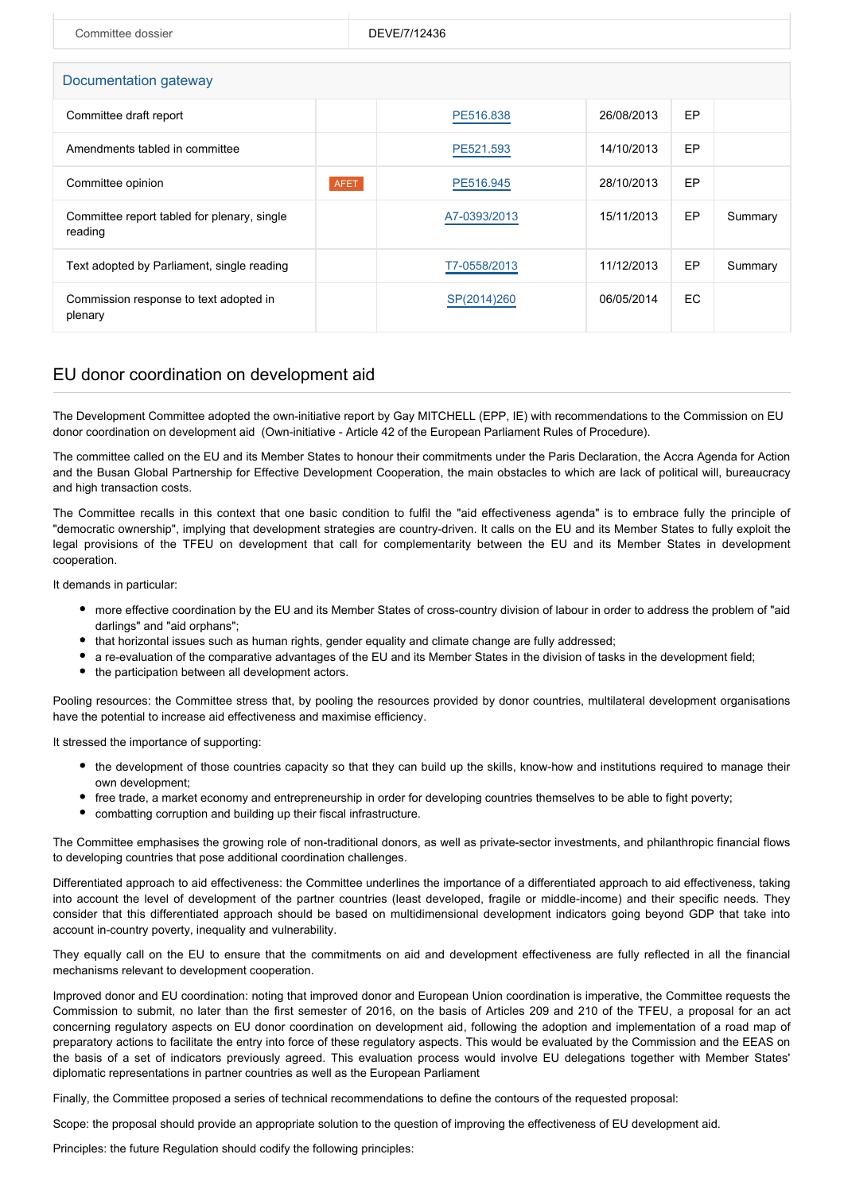| Committee dossier | DEVE/7/12436 |
| --- | --- |

| Documentation gateway | | | | | |
| --- | --- | --- | --- | --- | --- |
| Committee draft report | | PE516.838 | 26/08/2013 | EP | |
| Amendments tabled in committee | | PE521.593 | 14/10/2013 | EP | |
| Committee opinion | AFET | PE516.945 | 28/10/2013 | EP | |
| Committee report tabled for plenary, single reading | | A7-0393/2013 | 15/11/2013 | EP | Summary |
| Text adopted by Parliament, single reading | | T7-0558/2013 | 11/12/2013 | EP | Summary |
| Commission response to text adopted in plenary | | SP(2014)260 | 06/05/2014 | EC | |

## EU donor coordination on development aid

The Development Committee adopted the own-initiative report by Gay MITCHELL (EPP, IE) with recommendations to the Commission on EU donor coordination on development aid (Own-initiative - Article 42 of the European Parliament Rules of Procedure).

The committee called on the EU and its Member States to honour their commitments under the Paris Declaration, the Accra Agenda for Action and the Busan Global Partnership for Effective Development Cooperation, the main obstacles to which are lack of political will, bureaucracy and high transaction costs.

The Committee recalls in this context that one basic condition to fulfil the "aid effectiveness agenda" is to embrace fully the principle of "democratic ownership", implying that development strategies are country-driven. It calls on the EU and its Member States to fully exploit the legal provisions of the TFEU on development that call for complementarity between the EU and its Member States in development cooperation.

It demands in particular:

- more effective coordination by the EU and its Member States of cross-country division of labour in order to address the problem of "aid darlings" and "aid orphans";
- that horizontal issues such as human rights, gender equality and climate change are fully addressed;
- a re-evaluation of the comparative advantages of the EU and its Member States in the division of tasks in the development field;
- the participation between all development actors.

Pooling resources: the Committee stress that, by pooling the resources provided by donor countries, multilateral development organisations have the potential to increase aid effectiveness and maximise efficiency.

It stressed the importance of supporting:

- the development of those countries capacity so that they can build up the skills, know-how and institutions required to manage their own development;
- free trade, a market economy and entrepreneurship in order for developing countries themselves to be able to fight poverty;
- combatting corruption and building up their fiscal infrastructure.

The Committee emphasises the growing role of non-traditional donors, as well as private-sector investments, and philanthropic financial flows to developing countries that pose additional coordination challenges.

Differentiated approach to aid effectiveness: the Committee underlines the importance of a differentiated approach to aid effectiveness, taking into account the level of development of the partner countries (least developed, fragile or middle-income) and their specific needs. They consider that this differentiated approach should be based on multidimensional development indicators going beyond GDP that take into account in-country poverty, inequality and vulnerability.

They equally call on the EU to ensure that the commitments on aid and development effectiveness are fully reflected in all the financial mechanisms relevant to development cooperation.

Improved donor and EU coordination: noting that improved donor and European Union coordination is imperative, the Committee requests the Commission to submit, no later than the first semester of 2016, on the basis of Articles 209 and 210 of the TFEU, a proposal for an act concerning regulatory aspects on EU donor coordination on development aid, following the adoption and implementation of a road map of preparatory actions to facilitate the entry into force of these regulatory aspects. This would be evaluated by the Commission and the EEAS on the basis of a set of indicators previously agreed. This evaluation process would involve EU delegations together with Member States' diplomatic representations in partner countries as well as the European Parliament

Finally, the Committee proposed a series of technical recommendations to define the contours of the requested proposal:

Scope: the proposal should provide an appropriate solution to the question of improving the effectiveness of EU development aid.

Principles: the future Regulation should codify the following principles: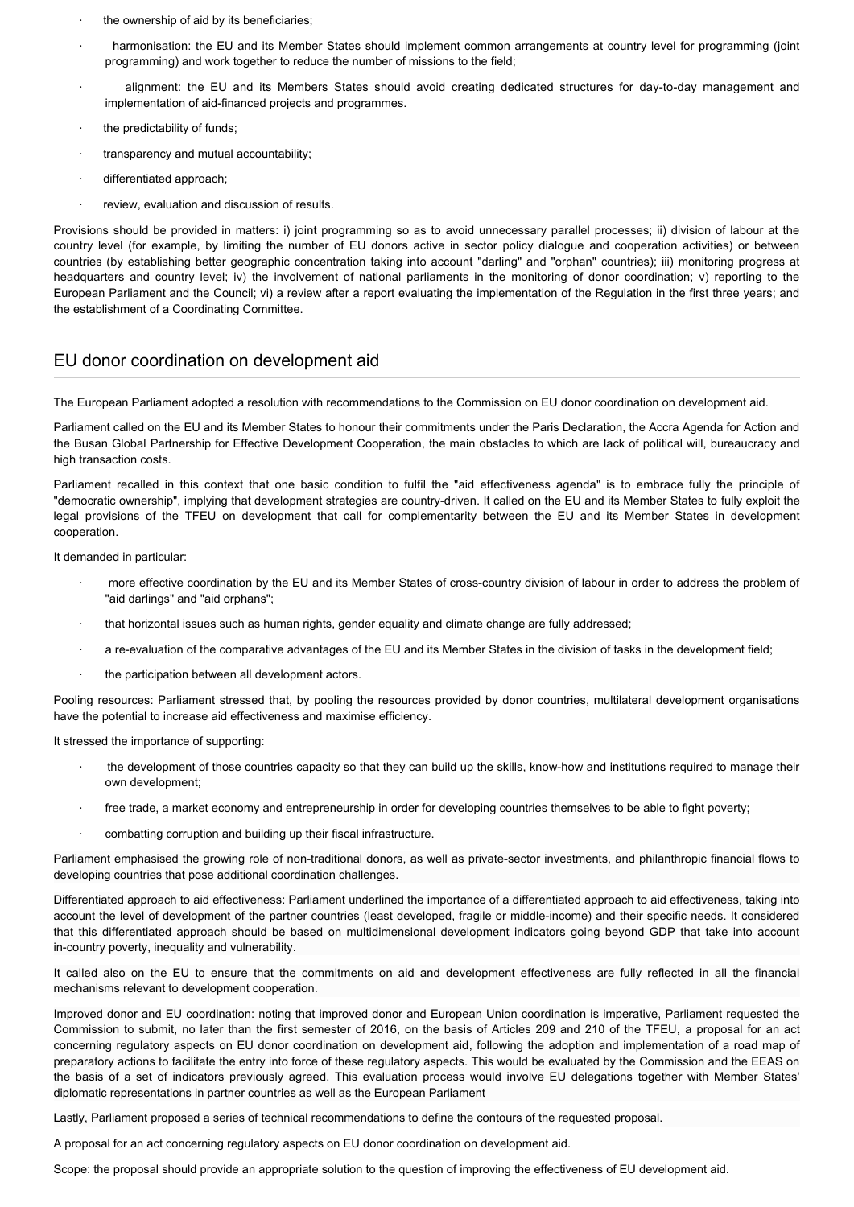- the ownership of aid by its beneficiaries;
- harmonisation: the EU and its Member States should implement common arrangements at country level for programming (joint programming) and work together to reduce the number of missions to the field;
- alignment: the EU and its Members States should avoid creating dedicated structures for day-to-day management and implementation of aid-financed projects and programmes.
- the predictability of funds;
- transparency and mutual accountability;
- differentiated approach;
- review, evaluation and discussion of results.

Provisions should be provided in matters: i) joint programming so as to avoid unnecessary parallel processes; ii) division of labour at the country level (for example, by limiting the number of EU donors active in sector policy dialogue and cooperation activities) or between countries (by establishing better geographic concentration taking into account "darling" and "orphan" countries); iii) monitoring progress at headquarters and country level; iv) the involvement of national parliaments in the monitoring of donor coordination; v) reporting to the European Parliament and the Council; vi) a review after a report evaluating the implementation of the Regulation in the first three years; and the establishment of a Coordinating Committee.

## EU donor coordination on development aid

The European Parliament adopted a resolution with recommendations to the Commission on EU donor coordination on development aid.

Parliament called on the EU and its Member States to honour their commitments under the Paris Declaration, the Accra Agenda for Action and the Busan Global Partnership for Effective Development Cooperation, the main obstacles to which are lack of political will, bureaucracy and high transaction costs.

Parliament recalled in this context that one basic condition to fulfil the "aid effectiveness agenda" is to embrace fully the principle of "democratic ownership", implying that development strategies are country-driven. It called on the EU and its Member States to fully exploit the legal provisions of the TFEU on development that call for complementarity between the EU and its Member States in development cooperation.

It demanded in particular:

- more effective coordination by the EU and its Member States of cross-country division of labour in order to address the problem of "aid darlings" and "aid orphans";
- that horizontal issues such as human rights, gender equality and climate change are fully addressed;
- a re-evaluation of the comparative advantages of the EU and its Member States in the division of tasks in the development field;
- the participation between all development actors.

Pooling resources: Parliament stressed that, by pooling the resources provided by donor countries, multilateral development organisations have the potential to increase aid effectiveness and maximise efficiency.

It stressed the importance of supporting:

- the development of those countries capacity so that they can build up the skills, know-how and institutions required to manage their own development;
- free trade, a market economy and entrepreneurship in order for developing countries themselves to be able to fight poverty;
- combatting corruption and building up their fiscal infrastructure.

Parliament emphasised the growing role of non-traditional donors, as well as private-sector investments, and philanthropic financial flows to developing countries that pose additional coordination challenges.

Differentiated approach to aid effectiveness: Parliament underlined the importance of a differentiated approach to aid effectiveness, taking into account the level of development of the partner countries (least developed, fragile or middle-income) and their specific needs. It considered that this differentiated approach should be based on multidimensional development indicators going beyond GDP that take into account in-country poverty, inequality and vulnerability.

It called also on the EU to ensure that the commitments on aid and development effectiveness are fully reflected in all the financial mechanisms relevant to development cooperation.

Improved donor and EU coordination: noting that improved donor and European Union coordination is imperative, Parliament requested the Commission to submit, no later than the first semester of 2016, on the basis of Articles 209 and 210 of the TFEU, a proposal for an act concerning regulatory aspects on EU donor coordination on development aid, following the adoption and implementation of a road map of preparatory actions to facilitate the entry into force of these regulatory aspects. This would be evaluated by the Commission and the EEAS on the basis of a set of indicators previously agreed. This evaluation process would involve EU delegations together with Member States' diplomatic representations in partner countries as well as the European Parliament

Lastly, Parliament proposed a series of technical recommendations to define the contours of the requested proposal.

A proposal for an act concerning regulatory aspects on EU donor coordination on development aid.

Scope: the proposal should provide an appropriate solution to the question of improving the effectiveness of EU development aid.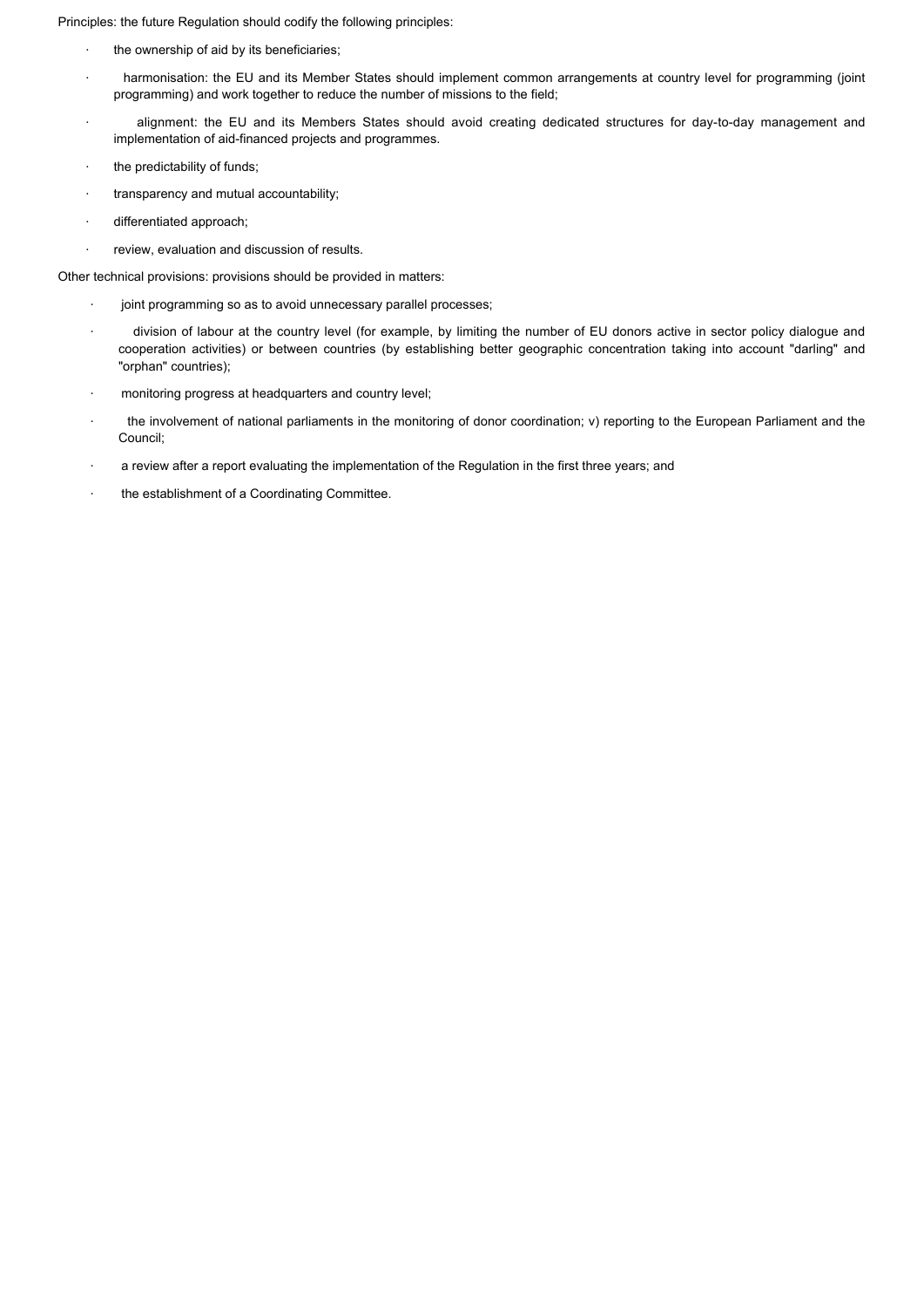Principles: the future Regulation should codify the following principles:

- the ownership of aid by its beneficiaries;
- harmonisation: the EU and its Member States should implement common arrangements at country level for programming (joint programming) and work together to reduce the number of missions to the field;
- alignment: the EU and its Members States should avoid creating dedicated structures for day-to-day management and implementation of aid-financed projects and programmes.
- the predictability of funds;
- transparency and mutual accountability;
- differentiated approach;
- review, evaluation and discussion of results.

Other technical provisions: provisions should be provided in matters:

- joint programming so as to avoid unnecessary parallel processes;
- division of labour at the country level (for example, by limiting the number of EU donors active in sector policy dialogue and cooperation activities) or between countries (by establishing better geographic concentration taking into account "darling" and "orphan" countries);
- monitoring progress at headquarters and country level;
- the involvement of national parliaments in the monitoring of donor coordination; v) reporting to the European Parliament and the Council;
- a review after a report evaluating the implementation of the Regulation in the first three years; and
- the establishment of a Coordinating Committee.